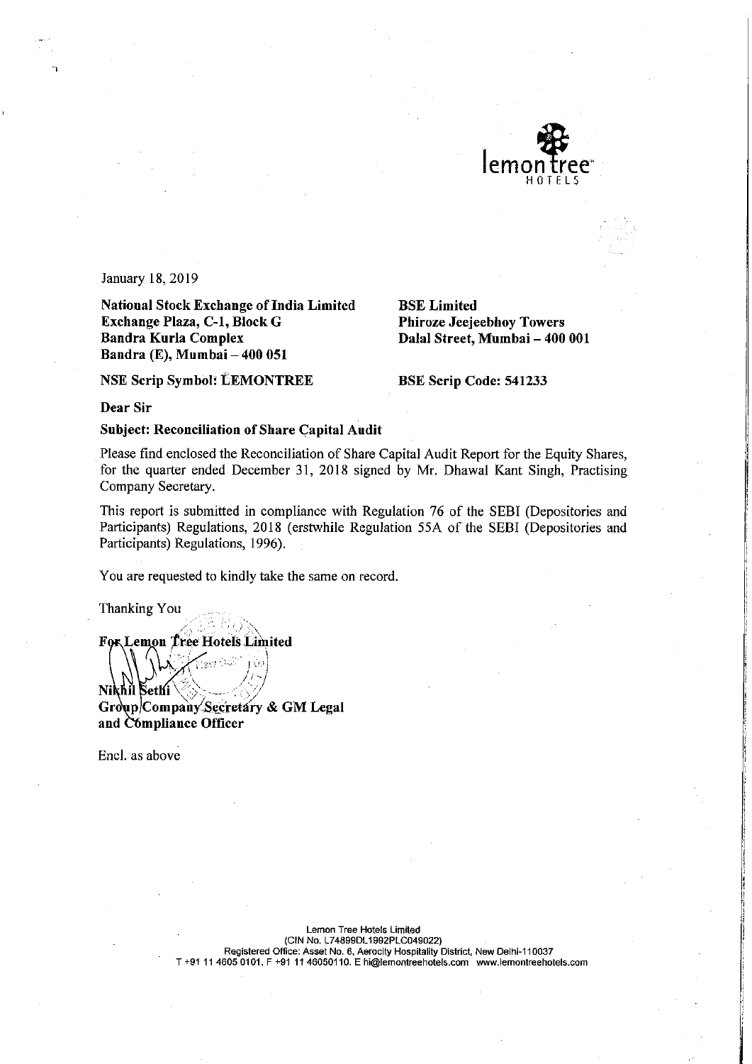January 18, 2019

**National Stock Exchange of India Limited**
**Exchange Plaza, C-1, Block G**
**Bandra Kurla Complex**
**Bandra (E), Mumbai – 400 051**

**BSE Limited**
**Phiroze Jeejeebhoy Towers**
**Dalal Street, Mumbai – 400 001**

**NSE Scrip Symbol: LEMONTREE**

**BSE Scrip Code: 541233**

**Dear Sir**

**Subject: Reconciliation of Share Capital Audit**

Please find enclosed the Reconciliation of Share Capital Audit Report for the Equity Shares, for the quarter ended December 31, 2018 signed by Mr. Dhawal Kant Singh, Practising Company Secretary.

This report is submitted in compliance with Regulation 76 of the SEBI (Depositories and Participants) Regulations, 2018 (erstwhile Regulation 55A of the SEBI (Depositories and Participants) Regulations, 1996).

You are requested to kindly take the same on record.

Thanking You

**For Lemon Tree Hotels Limited**

**Nikhil Sethi**
**Group Company Secretary & GM Legal and Compliance Officer**

Encl. as above

Lemon Tree Hotels Limited
(CIN No. L74899DL1992PLC049022)
Registered Office: Asset No. 6, Aerocity Hospitality District, New Delhi-110037
T +91 11 4605 0101, F +91 11 46050110. E hi@lemontreehotels.com www.lemontreehotels.com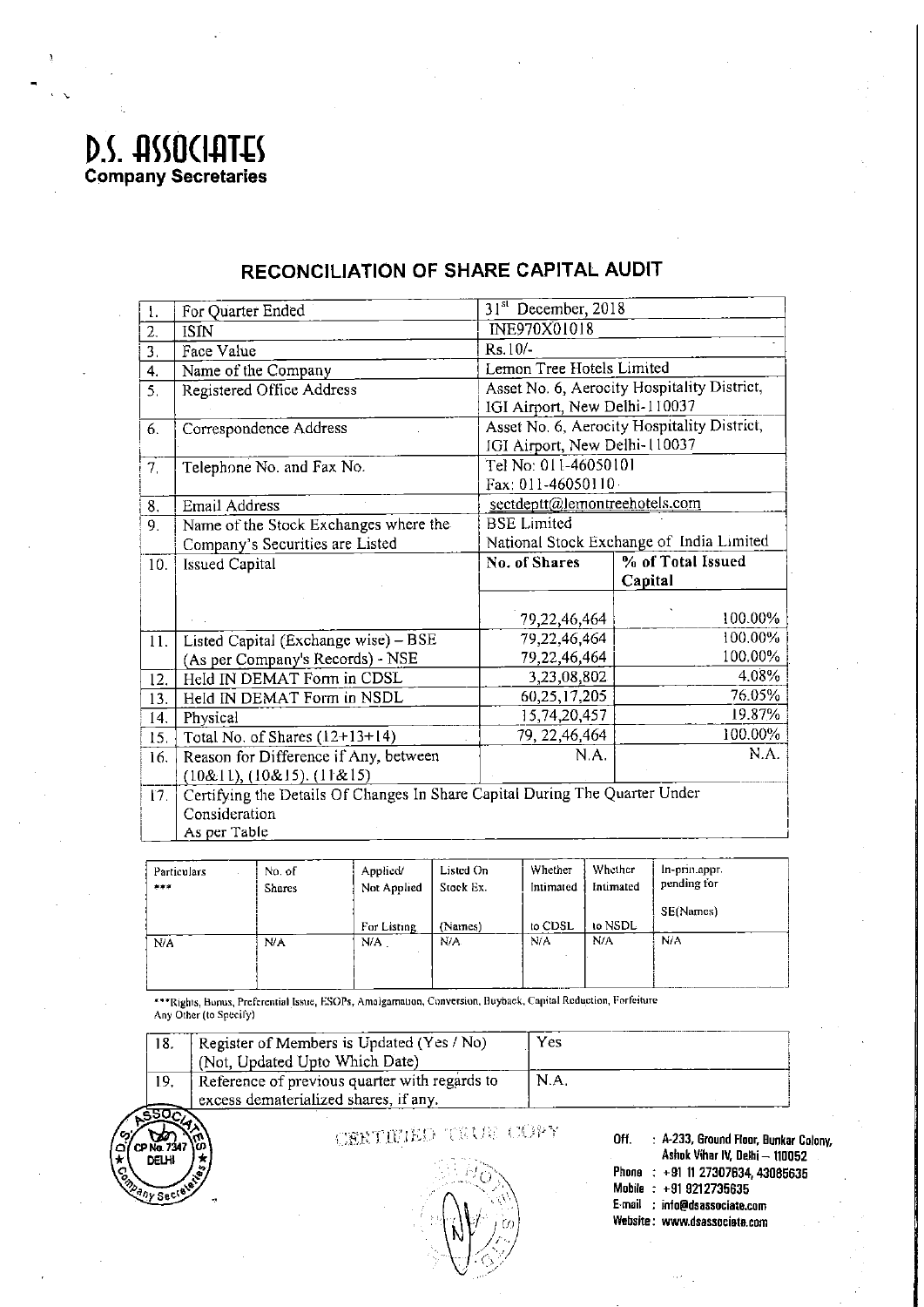# D.S. ASSOCIATES
**Company Secretaries**

## RECONCILIATION OF SHARE CAPITAL AUDIT

| | | | |
|---|---|---|---|
| 1. | For Quarter Ended | 31st December, 2018 | |
| 2. | ISIN | INE970X01018 | |
| 3. | Face Value | Rs.10/- | |
| 4. | Name of the Company | Lemon Tree Hotels Limited | |
| 5. | Registered Office Address | Asset No. 6, Aerocity Hospitality District, IGI Airport, New Delhi-110037 | |
| 6. | Correspondence Address | Asset No. 6, Aerocity Hospitality District, IGI Airport, New Delhi-110037 | |
| 7. | Telephone No. and Fax No. | Tel No: 011-46050101 Fax: 011-46050110 | |
| 8. | Email Address | sectdeptt@lemontreehotels.com | |
| 9. | Name of the Stock Exchanges where the Company's Securities are Listed | BSE Limited National Stock Exchange of India Limited | |
| 10. | Issued Capital | **No. of Shares** | **% of Total Issued Capital** |
| | | 79,22,46,464 | 100.00% |
| 11. | Listed Capital (Exchange wise) – BSE (As per Company's Records) - NSE | 79,22,46,464 79,22,46,464 | 100.00% 100.00% |
| 12. | Held IN DEMAT Form in CDSL | 3,23,08,802 | 4.08% |
| 13. | Held IN DEMAT Form in NSDL | 60,25,17,205 | 76.05% |
| 14. | Physical | 15,74,20,457 | 19.87% |
| 15. | Total No. of Shares (12+13+14) | 79, 22,46,464 | 100.00% |
| 16. | Reason for Difference if Any, between (10&11), (10&15), (11&15) | N.A. | N.A. |
| 17. | Certifying the Details Of Changes In Share Capital During The Quarter Under Consideration As per Table | | |

| Particulars *** | No. of Shares | Applied/ Not Applied For Listing | Listed On Stock Ex. (Names) | Whether Intimated to CDSL | Whether Intimated to NSDL | In-prin.appr. pending for SE(Names) |
|---|---|---|---|---|---|---|
| N/A | N/A | N/A | N/A | N/A | N/A | N/A |

***Rights, Bonus, Preferential Issue, ESOPs, Amalgamation, Conversion, Buyback, Capital Reduction, Forfeiture Any Other (to Specify)

| | | |
|---|---|---|
| 18. | Register of Members is Updated (Yes / No) (Not, Updated Upto Which Date) | Yes |
| 19. | Reference of previous quarter with regards to excess dematerialized shares, if any. | N.A. |

CERTIFIED TRUE COPY

Off. : A-233, Ground Floor, Bunkar Colony, Ashok Vihar IV, Delhi – 110052
Phone : +91 11 27307634, 43085635
Mobile : +91 9212735635
E-mail : info@dsassociate.com
Website : www.dsassociate.com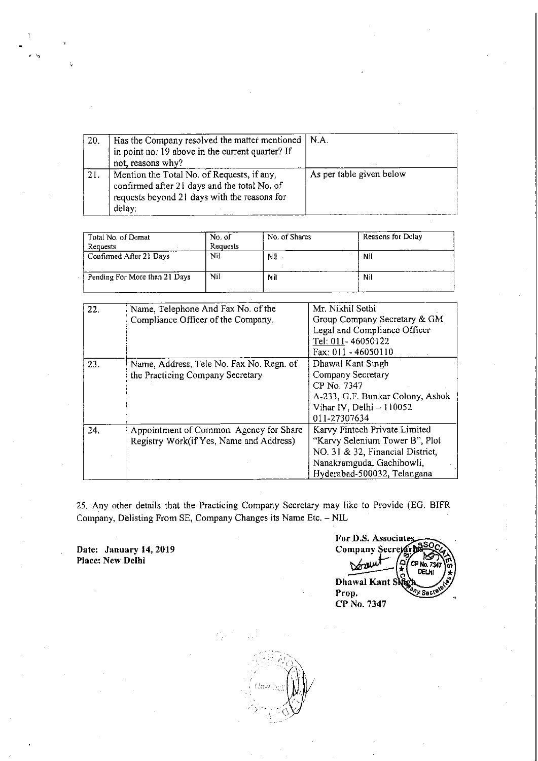| | | |
|---|---|---|
| 20. | Has the Company resolved the matter mentioned in point no. 19 above in the current quarter? If not, reasons why? | N.A. |
| 21. | Mention the Total No. of Requests, if any, confirmed after 21 days and the total No. of requests beyond 21 days with the reasons for delay: | As per table given below |

| Total No. of Demat Requests | No. of Requests | No. of Shares | Reasons for Delay |
|---|---|---|---|
| Confirmed After 21 Days | Nil | Nil | Nil |
| Pending For More than 21 Days | Nil | Nil | Nil |

| | | |
|---|---|---|
| 22. | Name, Telephone And Fax No. of the Compliance Officer of the Company. | Mr. Nikhil Sethi<br>Group Company Secretary & GM Legal and Compliance Officer<br>Tel: 011- 46050122<br>Fax: 011 - 46050110 |
| 23. | Name, Address, Tele No. Fax No. Regn. of the Practicing Company Secretary | Dhawal Kant Singh<br>Company Secretary<br>CP No. 7347<br>A-233, G.F. Bunkar Colony, Ashok Vihar IV, Delhi – 110052<br>011-27307634 |
| 24. | Appointment of Common Agency for Share Registry Work(if Yes, Name and Address) | Karvy Fintech Private Limited<br>"Karvy Selenium Tower B", Plot NO. 31 & 32, Financial District, Nanakramguda, Gachibowli, Hyderabad-500032, Telangana |

25. Any other details that the Practicing Company Secretary may like to Provide (EG. BIFR Company, Delisting From SE, Company Changes its Name Etc. – NIL

**Date: January 14, 2019**
**Place: New Delhi**

**For D.S. Associates**
**Company Secretaries**

**Dhawal Kant Singh**
**Prop.**
**CP No. 7347**